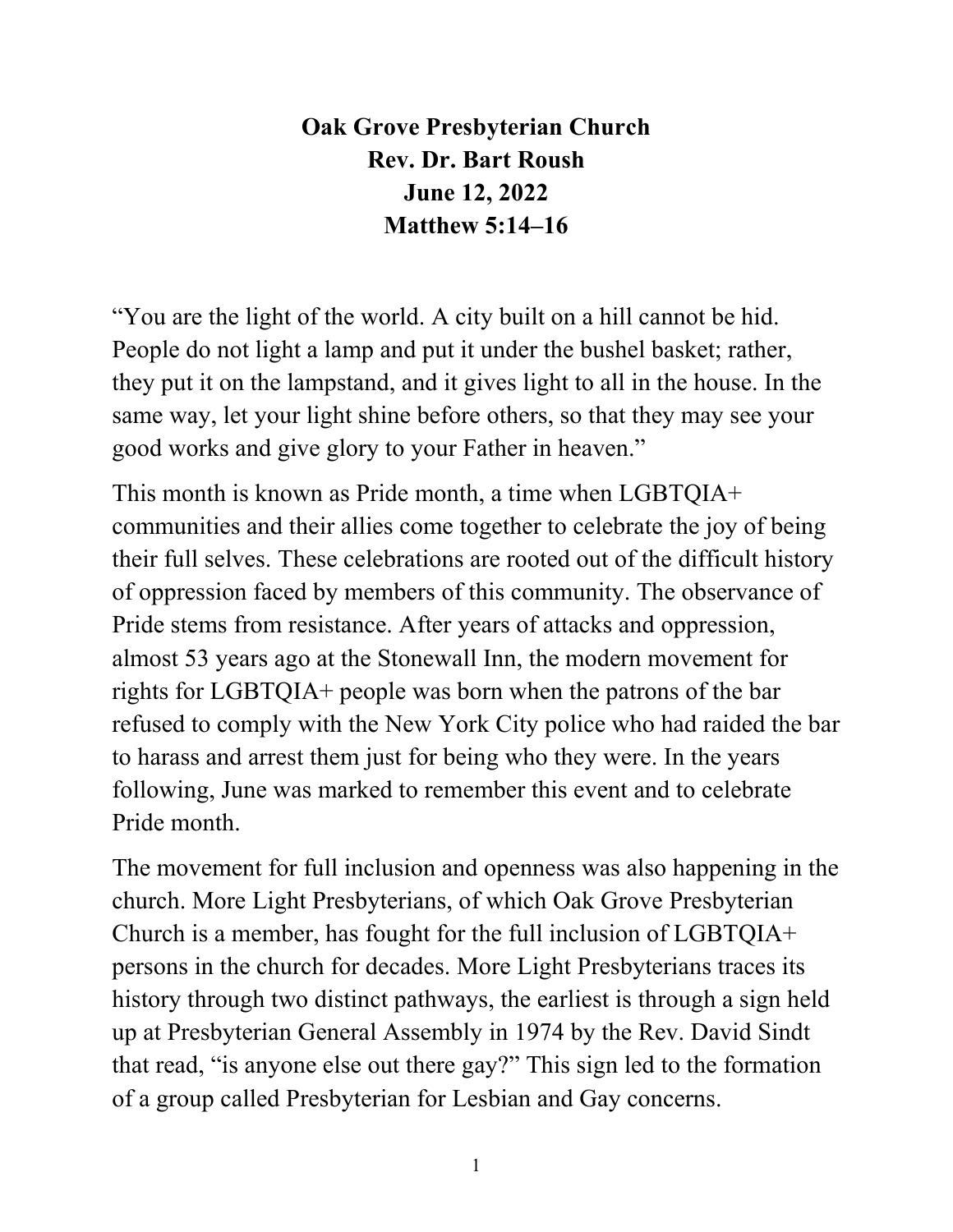**Oak Grove Presbyterian Church**
**Rev. Dr. Bart Roush**
**June 12, 2022**
**Matthew 5:14–16**

"You are the light of the world. A city built on a hill cannot be hid. People do not light a lamp and put it under the bushel basket; rather, they put it on the lampstand, and it gives light to all in the house. In the same way, let your light shine before others, so that they may see your good works and give glory to your Father in heaven."

This month is known as Pride month, a time when LGBTQIA+ communities and their allies come together to celebrate the joy of being their full selves. These celebrations are rooted out of the difficult history of oppression faced by members of this community. The observance of Pride stems from resistance. After years of attacks and oppression, almost 53 years ago at the Stonewall Inn, the modern movement for rights for LGBTQIA+ people was born when the patrons of the bar refused to comply with the New York City police who had raided the bar to harass and arrest them just for being who they were. In the years following, June was marked to remember this event and to celebrate Pride month.

The movement for full inclusion and openness was also happening in the church. More Light Presbyterians, of which Oak Grove Presbyterian Church is a member, has fought for the full inclusion of LGBTQIA+ persons in the church for decades. More Light Presbyterians traces its history through two distinct pathways, the earliest is through a sign held up at Presbyterian General Assembly in 1974 by the Rev. David Sindt that read, "is anyone else out there gay?" This sign led to the formation of a group called Presbyterian for Lesbian and Gay concerns.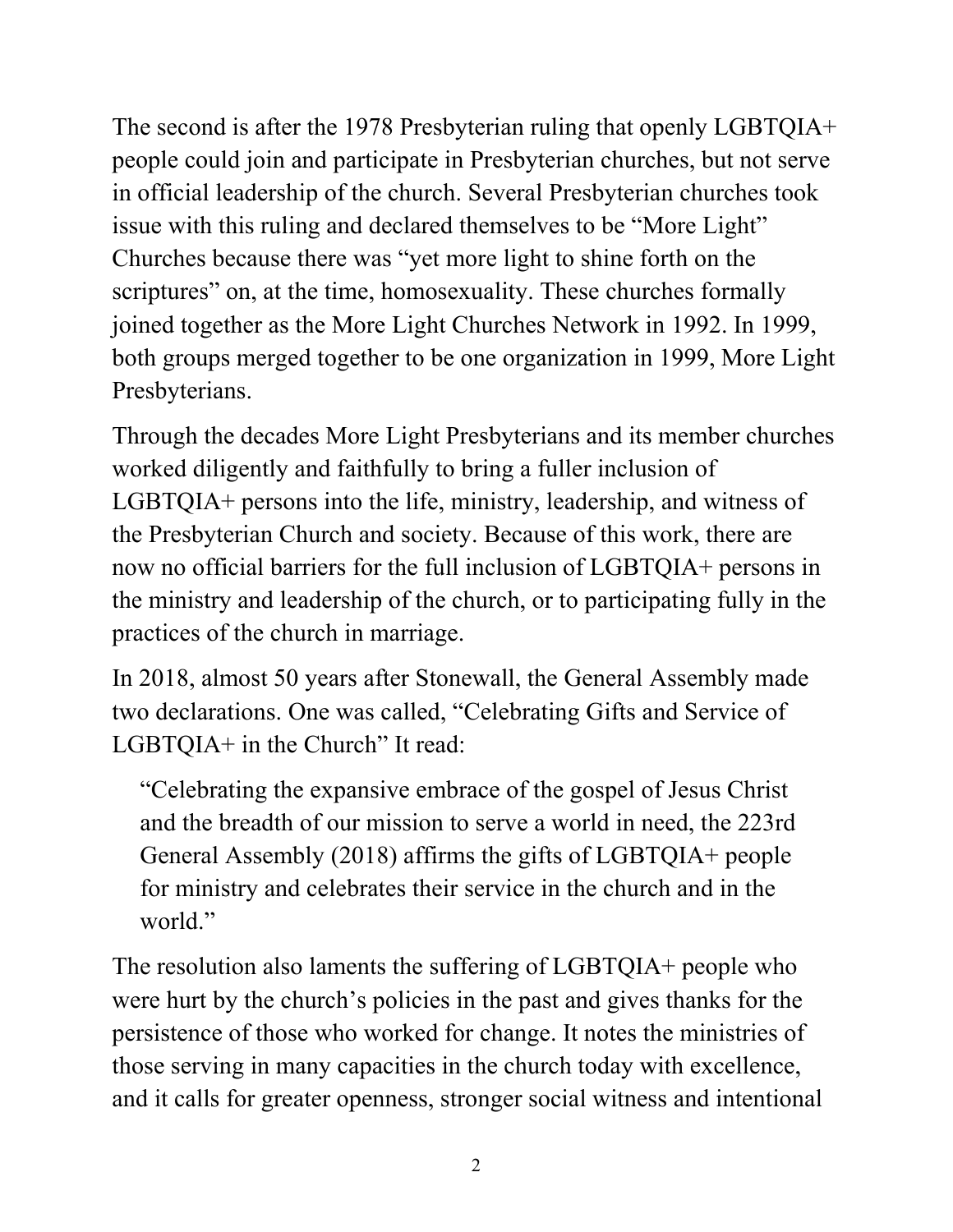The second is after the 1978 Presbyterian ruling that openly LGBTQIA+ people could join and participate in Presbyterian churches, but not serve in official leadership of the church. Several Presbyterian churches took issue with this ruling and declared themselves to be "More Light" Churches because there was "yet more light to shine forth on the scriptures" on, at the time, homosexuality. These churches formally joined together as the More Light Churches Network in 1992. In 1999, both groups merged together to be one organization in 1999, More Light Presbyterians.

Through the decades More Light Presbyterians and its member churches worked diligently and faithfully to bring a fuller inclusion of LGBTQIA+ persons into the life, ministry, leadership, and witness of the Presbyterian Church and society. Because of this work, there are now no official barriers for the full inclusion of LGBTQIA+ persons in the ministry and leadership of the church, or to participating fully in the practices of the church in marriage.

In 2018, almost 50 years after Stonewall, the General Assembly made two declarations. One was called, "Celebrating Gifts and Service of LGBTQIA+ in the Church" It read:

> "Celebrating the expansive embrace of the gospel of Jesus Christ and the breadth of our mission to serve a world in need, the 223rd General Assembly (2018) affirms the gifts of LGBTQIA+ people for ministry and celebrates their service in the church and in the world."

The resolution also laments the suffering of LGBTQIA+ people who were hurt by the church's policies in the past and gives thanks for the persistence of those who worked for change. It notes the ministries of those serving in many capacities in the church today with excellence, and it calls for greater openness, stronger social witness and intentional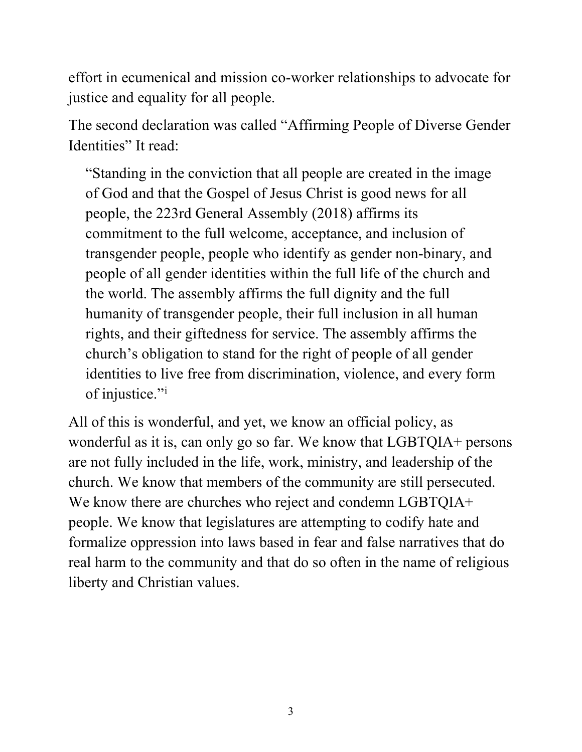effort in ecumenical and mission co-worker relationships to advocate for justice and equality for all people.

The second declaration was called "Affirming People of Diverse Gender Identities" It read:

> "Standing in the conviction that all people are created in the image of God and that the Gospel of Jesus Christ is good news for all people, the 223rd General Assembly (2018) affirms its commitment to the full welcome, acceptance, and inclusion of transgender people, people who identify as gender non-binary, and people of all gender identities within the full life of the church and the world. The assembly affirms the full dignity and the full humanity of transgender people, their full inclusion in all human rights, and their giftedness for service. The assembly affirms the church's obligation to stand for the right of people of all gender identities to live free from discrimination, violence, and every form of injustice."[i]

All of this is wonderful, and yet, we know an official policy, as wonderful as it is, can only go so far. We know that LGBTQIA+ persons are not fully included in the life, work, ministry, and leadership of the church. We know that members of the community are still persecuted. We know there are churches who reject and condemn LGBTQIA+ people. We know that legislatures are attempting to codify hate and formalize oppression into laws based in fear and false narratives that do real harm to the community and that do so often in the name of religious liberty and Christian values.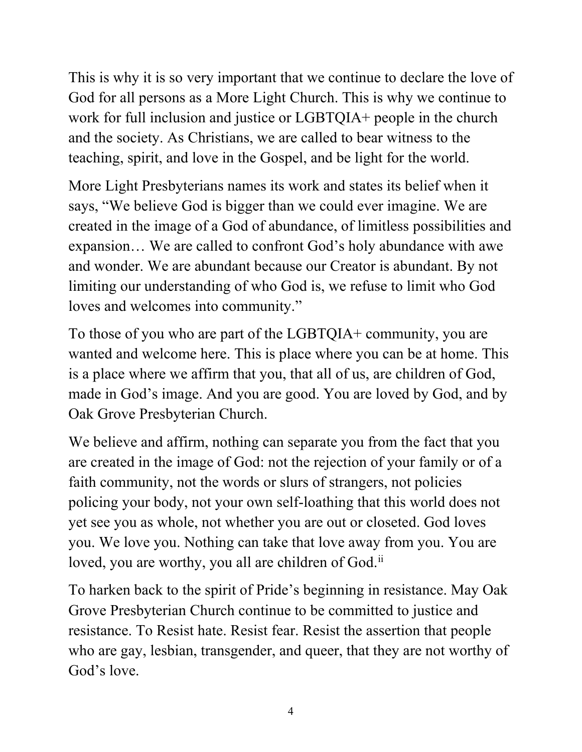This is why it is so very important that we continue to declare the love of God for all persons as a More Light Church. This is why we continue to work for full inclusion and justice or LGBTQIA+ people in the church and the society. As Christians, we are called to bear witness to the teaching, spirit, and love in the Gospel, and be light for the world.

More Light Presbyterians names its work and states its belief when it says, "We believe God is bigger than we could ever imagine. We are created in the image of a God of abundance, of limitless possibilities and expansion… We are called to confront God's holy abundance with awe and wonder. We are abundant because our Creator is abundant. By not limiting our understanding of who God is, we refuse to limit who God loves and welcomes into community."

To those of you who are part of the LGBTQIA+ community, you are wanted and welcome here. This is place where you can be at home. This is a place where we affirm that you, that all of us, are children of God, made in God's image. And you are good. You are loved by God, and by Oak Grove Presbyterian Church.

We believe and affirm, nothing can separate you from the fact that you are created in the image of God: not the rejection of your family or of a faith community, not the words or slurs of strangers, not policies policing your body, not your own self-loathing that this world does not yet see you as whole, not whether you are out or closeted. God loves you. We love you. Nothing can take that love away from you. You are loved, you are worthy, you all are children of God.[ii]

To harken back to the spirit of Pride's beginning in resistance. May Oak Grove Presbyterian Church continue to be committed to justice and resistance. To Resist hate. Resist fear. Resist the assertion that people who are gay, lesbian, transgender, and queer, that they are not worthy of God's love.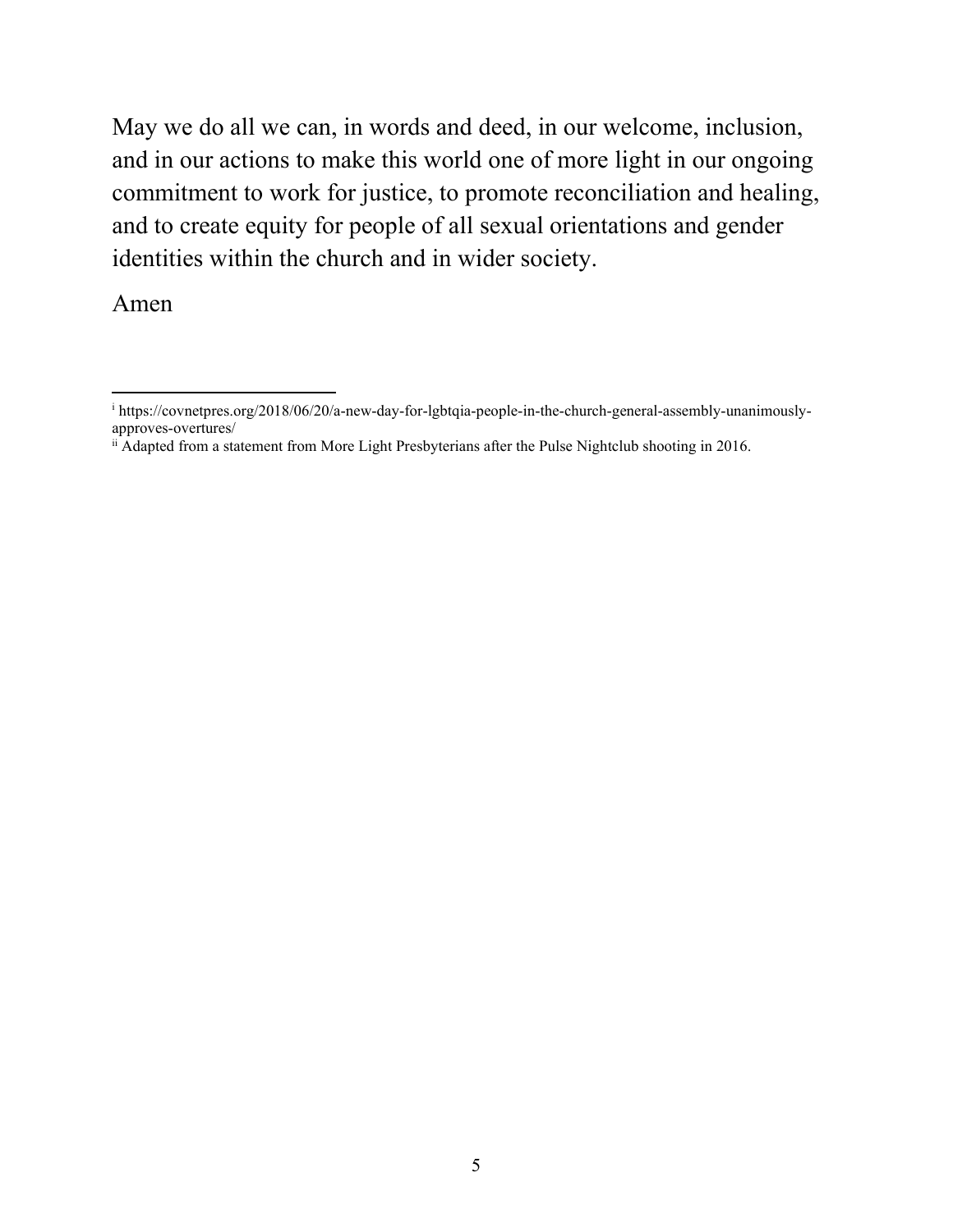May we do all we can, in words and deed, in our welcome, inclusion, and in our actions to make this world one of more light in our ongoing commitment to work for justice, to promote reconciliation and healing, and to create equity for people of all sexual orientations and gender identities within the church and in wider society.

Amen

---

[i] https://covnetpres.org/2018/06/20/a-new-day-for-lgbtqia-people-in-the-church-general-assembly-unanimously-approves-overtures/

[ii] Adapted from a statement from More Light Presbyterians after the Pulse Nightclub shooting in 2016.